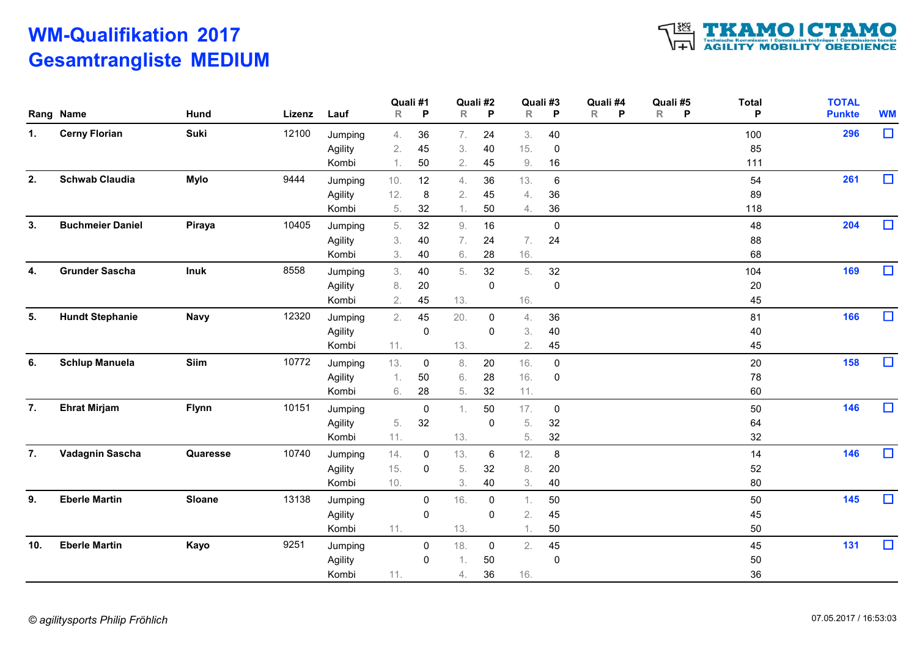# WM-Qualifikation 2017
# Gesamtrangliste MEDIUM

TKAMO | CTAMO
Technische Kommission | Commission technique | Commissione tecnica
AGILITY MOBILITY OBEDIENCE

| Rang | Name | Hund | Lizenz | Lauf | Quali #1 R | Quali #1 P | Quali #2 R | Quali #2 P | Quali #3 R | Quali #3 P | Quali #4 R | Quali #4 P | Quali #5 R | Quali #5 P | Total P | TOTAL Punkte | WM |
|---|---|---|---|---|---|---|---|---|---|---|---|---|---|---|---|---|---|
| **1.** | **Cerny Florian** | **Suki** | 12100 | Jumping | 4. | 36 | 7. | 24 | 3. | 40 | | | | | 100 | **296** | ☐ |
| | | | | Agility | 2. | 45 | 3. | 40 | 15. | 0 | | | | | 85 | | |
| | | | | Kombi | 1. | 50 | 2. | 45 | 9. | 16 | | | | | 111 | | |
| **2.** | **Schwab Claudia** | **Mylo** | 9444 | Jumping | 10. | 12 | 4. | 36 | 13. | 6 | | | | | 54 | **261** | ☐ |
| | | | | Agility | 12. | 8 | 2. | 45 | 4. | 36 | | | | | 89 | | |
| | | | | Kombi | 5. | 32 | 1. | 50 | 4. | 36 | | | | | 118 | | |
| **3.** | **Buchmeier Daniel** | **Piraya** | 10405 | Jumping | 5. | 32 | 9. | 16 | | 0 | | | | | 48 | **204** | ☐ |
| | | | | Agility | 3. | 40 | 7. | 24 | 7. | 24 | | | | | 88 | | |
| | | | | Kombi | 3. | 40 | 6. | 28 | 16. | | | | | | 68 | | |
| **4.** | **Grunder Sascha** | **Inuk** | 8558 | Jumping | 3. | 40 | 5. | 32 | 5. | 32 | | | | | 104 | **169** | ☐ |
| | | | | Agility | 8. | 20 | | 0 | | 0 | | | | | 20 | | |
| | | | | Kombi | 2. | 45 | 13. | | 16. | | | | | | 45 | | |
| **5.** | **Hundt Stephanie** | **Navy** | 12320 | Jumping | 2. | 45 | 20. | 0 | 4. | 36 | | | | | 81 | **166** | ☐ |
| | | | | Agility | | 0 | | 0 | 3. | 40 | | | | | 40 | | |
| | | | | Kombi | 11. | | 13. | | 2. | 45 | | | | | 45 | | |
| **6.** | **Schlup Manuela** | **Siim** | 10772 | Jumping | 13. | 0 | 8. | 20 | 16. | 0 | | | | | 20 | **158** | ☐ |
| | | | | Agility | 1. | 50 | 6. | 28 | 16. | 0 | | | | | 78 | | |
| | | | | Kombi | 6. | 28 | 5. | 32 | 11. | | | | | | 60 | | |
| **7.** | **Ehrat Mirjam** | **Flynn** | 10151 | Jumping | | 0 | 1. | 50 | 17. | 0 | | | | | 50 | **146** | ☐ |
| | | | | Agility | 5. | 32 | | 0 | 5. | 32 | | | | | 64 | | |
| | | | | Kombi | 11. | | 13. | | 5. | 32 | | | | | 32 | | |
| **7.** | **Vadagnin Sascha** | **Quaresse** | 10740 | Jumping | 14. | 0 | 13. | 6 | 12. | 8 | | | | | 14 | **146** | ☐ |
| | | | | Agility | 15. | 0 | 5. | 32 | 8. | 20 | | | | | 52 | | |
| | | | | Kombi | 10. | | 3. | 40 | 3. | 40 | | | | | 80 | | |
| **9.** | **Eberle Martin** | **Sloane** | 13138 | Jumping | | 0 | 16. | 0 | 1. | 50 | | | | | 50 | **145** | ☐ |
| | | | | Agility | | 0 | | 0 | 2. | 45 | | | | | 45 | | |
| | | | | Kombi | 11. | | 13. | | 1. | 50 | | | | | 50 | | |
| **10.** | **Eberle Martin** | **Kayo** | 9251 | Jumping | | 0 | 18. | 0 | 2. | 45 | | | | | 45 | **131** | ☐ |
| | | | | Agility | | 0 | 1. | 50 | | 0 | | | | | 50 | | |
| | | | | Kombi | 11. | | 4. | 36 | 16. | | | | | | 36 | | |

*© agilitysports Philip Fröhlich*

07.05.2017 / 16:53:03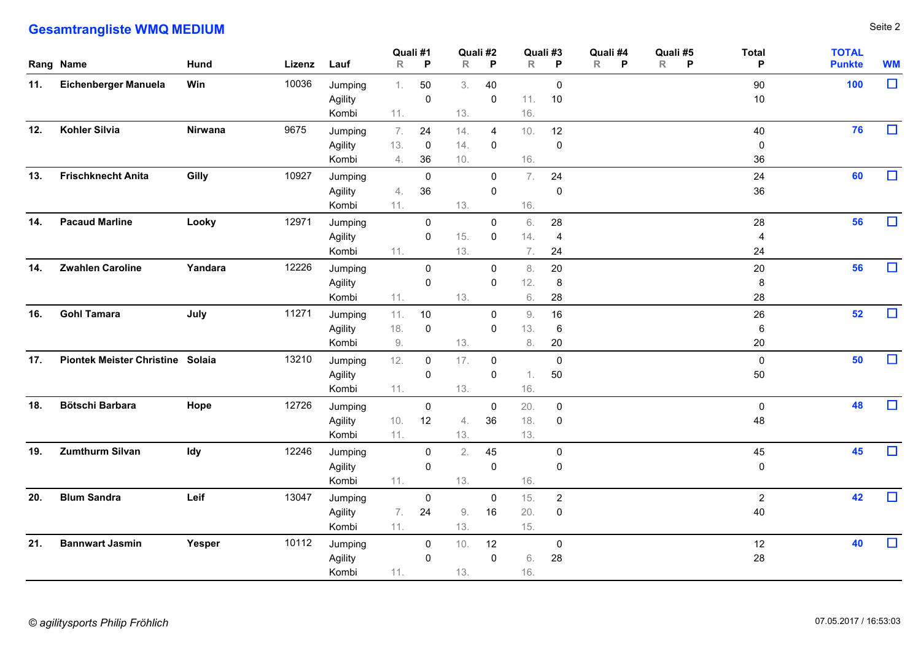## Gesamtrangliste WMQ MEDIUM

| Rang | Name | Hund | Lizenz | Lauf | Quali #1 R | Quali #1 P | Quali #2 R | Quali #2 P | Quali #3 R | Quali #3 P | Quali #4 R | Quali #4 P | Quali #5 R | Quali #5 P | Total P | TOTAL Punkte | WM |
|---|---|---|---|---|---|---|---|---|---|---|---|---|---|---|---|---|---|
| 11. | **Eichenberger Manuela** | **Win** | 10036 | Jumping | 1. | 50 | 3. | 40 | | 0 | | | | | 90 | **100** | ☐ |
| | | | | Agility | | 0 | | 0 | 11. | 10 | | | | | 10 | | |
| | | | | Kombi | 11. | | 13. | | 16. | | | | | | | | |
| 12. | **Kohler Silvia** | **Nirwana** | 9675 | Jumping | 7. | 24 | 14. | 4 | 10. | 12 | | | | | 40 | **76** | ☐ |
| | | | | Agility | 13. | 0 | 14. | 0 | | 0 | | | | | 0 | | |
| | | | | Kombi | 4. | 36 | 10. | | 16. | | | | | | 36 | | |
| 13. | **Frischknecht Anita** | **Gilly** | 10927 | Jumping | | 0 | | 0 | 7. | 24 | | | | | 24 | **60** | ☐ |
| | | | | Agility | 4. | 36 | | 0 | | 0 | | | | | 36 | | |
| | | | | Kombi | 11. | | 13. | | 16. | | | | | | | | |
| 14. | **Pacaud Marline** | **Looky** | 12971 | Jumping | | 0 | | 0 | 6. | 28 | | | | | 28 | **56** | ☐ |
| | | | | Agility | | 0 | 15. | 0 | 14. | 4 | | | | | 4 | | |
| | | | | Kombi | 11. | | 13. | | 7. | 24 | | | | | 24 | | |
| 14. | **Zwahlen Caroline** | **Yandara** | 12226 | Jumping | | 0 | | 0 | 8. | 20 | | | | | 20 | **56** | ☐ |
| | | | | Agility | | 0 | | 0 | 12. | 8 | | | | | 8 | | |
| | | | | Kombi | 11. | | 13. | | 6. | 28 | | | | | 28 | | |
| 16. | **Gohl Tamara** | **July** | 11271 | Jumping | 11. | 10 | | 0 | 9. | 16 | | | | | 26 | **52** | ☐ |
| | | | | Agility | 18. | 0 | | 0 | 13. | 6 | | | | | 6 | | |
| | | | | Kombi | 9. | | 13. | | 8. | 20 | | | | | 20 | | |
| 17. | **Piontek Meister Christine** | **Solaia** | 13210 | Jumping | 12. | 0 | 17. | 0 | | 0 | | | | | 0 | **50** | ☐ |
| | | | | Agility | | 0 | | 0 | 1. | 50 | | | | | 50 | | |
| | | | | Kombi | 11. | | 13. | | 16. | | | | | | | | |
| 18. | **Bötschi Barbara** | **Hope** | 12726 | Jumping | | 0 | | 0 | 20. | 0 | | | | | 0 | **48** | ☐ |
| | | | | Agility | 10. | 12 | 4. | 36 | 18. | 0 | | | | | 48 | | |
| | | | | Kombi | 11. | | 13. | | 13. | | | | | | | | |
| 19. | **Zumthurm Silvan** | **Idy** | 12246 | Jumping | | 0 | 2. | 45 | | 0 | | | | | 45 | **45** | ☐ |
| | | | | Agility | | 0 | | 0 | | 0 | | | | | 0 | | |
| | | | | Kombi | 11. | | 13. | | 16. | | | | | | | | |
| 20. | **Blum Sandra** | **Leif** | 13047 | Jumping | | 0 | | 0 | 15. | 2 | | | | | 2 | **42** | ☐ |
| | | | | Agility | 7. | 24 | 9. | 16 | 20. | 0 | | | | | 40 | | |
| | | | | Kombi | 11. | | 13. | | 15. | | | | | | | | |
| 21. | **Bannwart Jasmin** | **Yesper** | 10112 | Jumping | | 0 | 10. | 12 | | 0 | | | | | 12 | **40** | ☐ |
| | | | | Agility | | 0 | | 0 | 6. | 28 | | | | | 28 | | |
| | | | | Kombi | 11. | | 13. | | 16. | | | | | | | | |

*© agilitysports Philip Fröhlich*

07.05.2017 / 16:53:03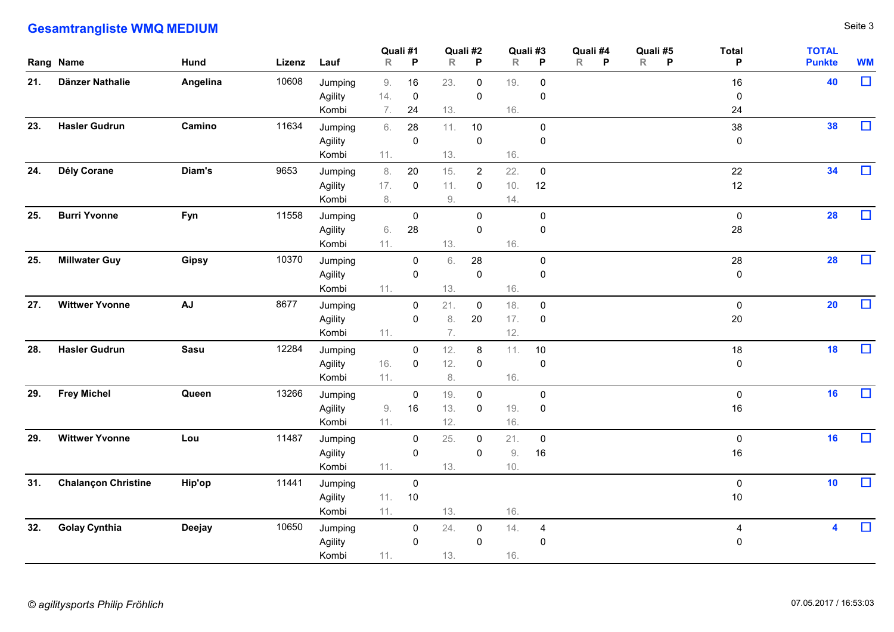## Gesamtrangliste WMQ MEDIUM

| Rang | Name | Hund | Lizenz | Lauf | Quali #1 R | Quali #1 P | Quali #2 R | Quali #2 P | Quali #3 R | Quali #3 P | Quali #4 R | Quali #4 P | Quali #5 R | Quali #5 P | Total P | TOTAL Punkte | WM |
|---|---|---|---|---|---|---|---|---|---|---|---|---|---|---|---|---|---|
| 21. | Dänzer Nathalie | Angelina | 10608 | Jumping | 9. | 16 | 23. | 0 | 19. | 0 | | | | | 16 | 40 | ☐ |
| | | | | Agility | 14. | 0 | | 0 | | 0 | | | | | 0 | | |
| | | | | Kombi | 7. | 24 | 13. | | 16. | | | | | | 24 | | |
| 23. | Hasler Gudrun | Camino | 11634 | Jumping | 6. | 28 | 11. | 10 | | 0 | | | | | 38 | 38 | ☐ |
| | | | | Agility | | 0 | | 0 | | 0 | | | | | 0 | | |
| | | | | Kombi | 11. | | 13. | | 16. | | | | | | | | |
| 24. | Dély Corane | Diam's | 9653 | Jumping | 8. | 20 | 15. | 2 | 22. | 0 | | | | | 22 | 34 | ☐ |
| | | | | Agility | 17. | 0 | 11. | 0 | 10. | 12 | | | | | 12 | | |
| | | | | Kombi | 8. | | 9. | | 14. | | | | | | | | |
| 25. | Burri Yvonne | Fyn | 11558 | Jumping | | 0 | | 0 | | 0 | | | | | 0 | 28 | ☐ |
| | | | | Agility | 6. | 28 | | 0 | | 0 | | | | | 28 | | |
| | | | | Kombi | 11. | | 13. | | 16. | | | | | | | | |
| 25. | Millwater Guy | Gipsy | 10370 | Jumping | | 0 | 6. | 28 | | 0 | | | | | 28 | 28 | ☐ |
| | | | | Agility | | 0 | | 0 | | 0 | | | | | 0 | | |
| | | | | Kombi | 11. | | 13. | | 16. | | | | | | | | |
| 27. | Wittwer Yvonne | AJ | 8677 | Jumping | | 0 | 21. | 0 | 18. | 0 | | | | | 0 | 20 | ☐ |
| | | | | Agility | | 0 | 8. | 20 | 17. | 0 | | | | | 20 | | |
| | | | | Kombi | 11. | | 7. | | 12. | | | | | | | | |
| 28. | Hasler Gudrun | Sasu | 12284 | Jumping | | 0 | 12. | 8 | 11. | 10 | | | | | 18 | 18 | ☐ |
| | | | | Agility | 16. | 0 | 12. | 0 | | 0 | | | | | 0 | | |
| | | | | Kombi | 11. | | 8. | | 16. | | | | | | | | |
| 29. | Frey Michel | Queen | 13266 | Jumping | | 0 | 19. | 0 | | 0 | | | | | 0 | 16 | ☐ |
| | | | | Agility | 9. | 16 | 13. | 0 | 19. | 0 | | | | | 16 | | |
| | | | | Kombi | 11. | | 12. | | 16. | | | | | | | | |
| 29. | Wittwer Yvonne | Lou | 11487 | Jumping | | 0 | 25. | 0 | 21. | 0 | | | | | 0 | 16 | ☐ |
| | | | | Agility | | 0 | | 0 | 9. | 16 | | | | | 16 | | |
| | | | | Kombi | 11. | | 13. | | 10. | | | | | | | | |
| 31. | Chalançon Christine | Hip'op | 11441 | Jumping | | 0 | | | | | | | | | 0 | 10 | ☐ |
| | | | | Agility | 11. | 10 | | | | | | | | | 10 | | |
| | | | | Kombi | 11. | | 13. | | 16. | | | | | | | | |
| 32. | Golay Cynthia | Deejay | 10650 | Jumping | | 0 | 24. | 0 | 14. | 4 | | | | | 4 | 4 | ☐ |
| | | | | Agility | | 0 | | 0 | | 0 | | | | | 0 | | |
| | | | | Kombi | 11. | | 13. | | 16. | | | | | | | | |

*© agilitysports Philip Fröhlich*

07.05.2017 / 16:53:03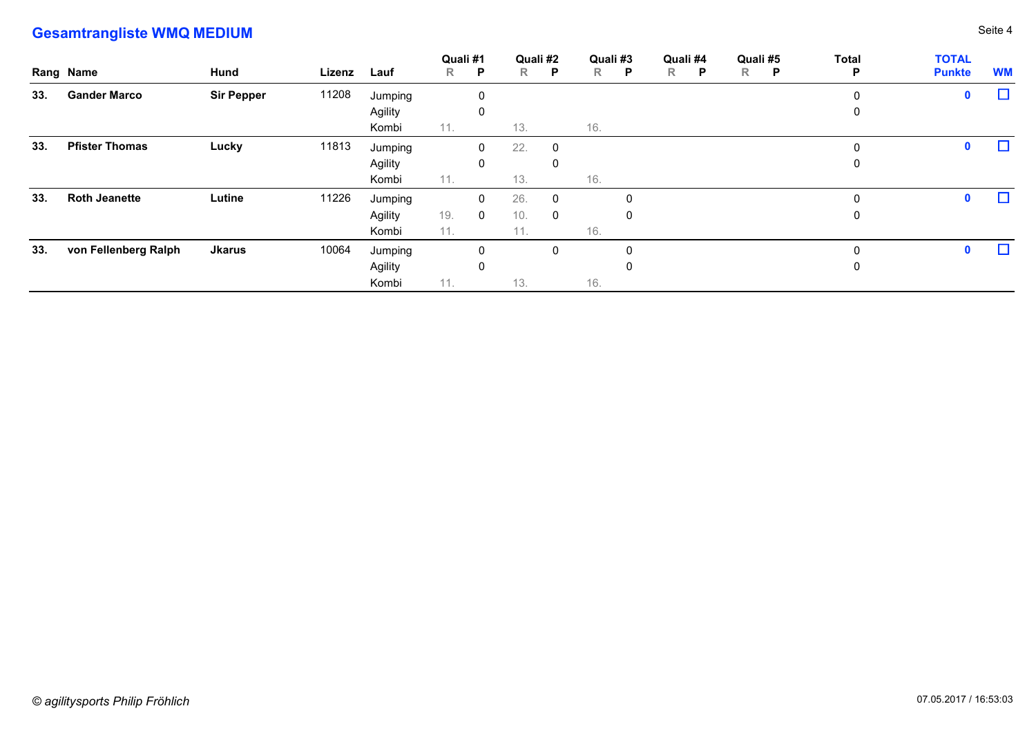## Gesamtrangliste WMQ MEDIUM

| Rang | Name | Hund | Lizenz | Lauf | Quali #1 | | Quali #2 | | Quali #3 | | Quali #4 | | Quali #5 | | Total | TOTAL | WM |
|---|---|---|---|---|---|---|---|---|---|---|---|---|---|---|---|---|---|
| | | | | | R | P | R | P | R | P | R | P | R | P | P | Punkte | |
| 33. | **Gander Marco** | **Sir Pepper** | 11208 | Jumping | | 0 | | | | | | | | | 0 | **0** | ☐ |
| | | | | Agility | | 0 | | | | | | | | | 0 | | |
| | | | | Kombi | 11. | | 13. | | 16. | | | | | | | | |
| 33. | **Pfister Thomas** | **Lucky** | 11813 | Jumping | | 0 | 22. | 0 | | | | | | | 0 | **0** | ☐ |
| | | | | Agility | | 0 | | 0 | | | | | | | 0 | | |
| | | | | Kombi | 11. | | 13. | | 16. | | | | | | | | |
| 33. | **Roth Jeanette** | **Lutine** | 11226 | Jumping | | 0 | 26. | 0 | | 0 | | | | | 0 | **0** | ☐ |
| | | | | Agility | 19. | 0 | 10. | 0 | | 0 | | | | | 0 | | |
| | | | | Kombi | 11. | | 11. | | 16. | | | | | | | | |
| 33. | **von Fellenberg Ralph** | **Jkarus** | 10064 | Jumping | | 0 | | 0 | | 0 | | | | | 0 | **0** | ☐ |
| | | | | Agility | | 0 | | | | 0 | | | | | 0 | | |
| | | | | Kombi | 11. | | 13. | | 16. | | | | | | | | |

*© agilitysports Philip Fröhlich*

07.05.2017 / 16:53:03